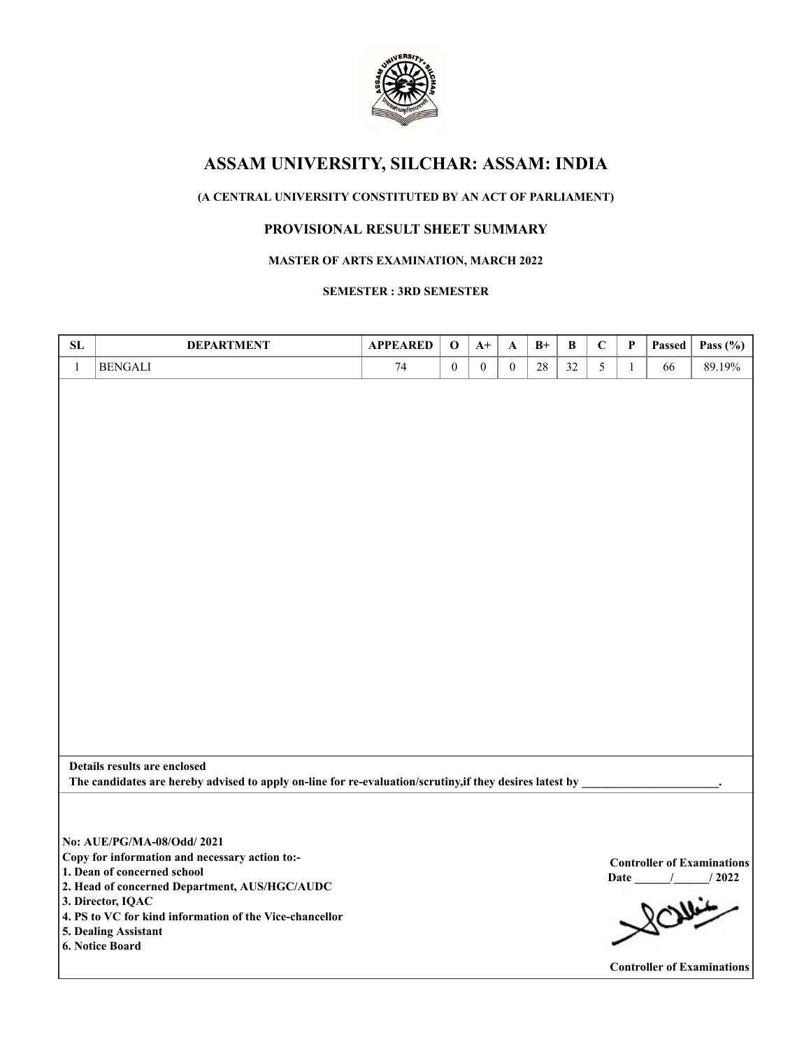# ASSAM UNIVERSITY, SILCHAR: ASSAM: INDIA

**(A CENTRAL UNIVERSITY CONSTITUTED BY AN ACT OF PARLIAMENT)**

## PROVISIONAL RESULT SHEET SUMMARY

**MASTER OF ARTS EXAMINATION, MARCH 2022**

**SEMESTER : 3RD SEMESTER**

| SL | DEPARTMENT | APPEARED | O | A+ | A | B+ | B | C | P | Passed | Pass (%) |
|---|---|---|---|---|---|---|---|---|---|---|---|
| 1 | BENGALI | 74 | 0 | 0 | 0 | 28 | 32 | 5 | 1 | 66 | 89.19% |

**Details results are enclosed**

**The candidates are hereby advised to apply on-line for re-evaluation/scrutiny,if they desires latest by ______________________.**

**No: AUE/PG/MA-08/Odd/ 2021**

**Copy for information and necessary action to:-**

1. **Dean of concerned school**
2. **Head of concerned Department, AUS/HGC/AUDC**
3. **Director, IQAC**
4. **PS to VC for kind information of the Vice-chancellor**
5. **Dealing Assistant**
6. **Notice Board**

**Controller of Examinations**

**Date ______/______/ 2022**

**Controller of Examinations**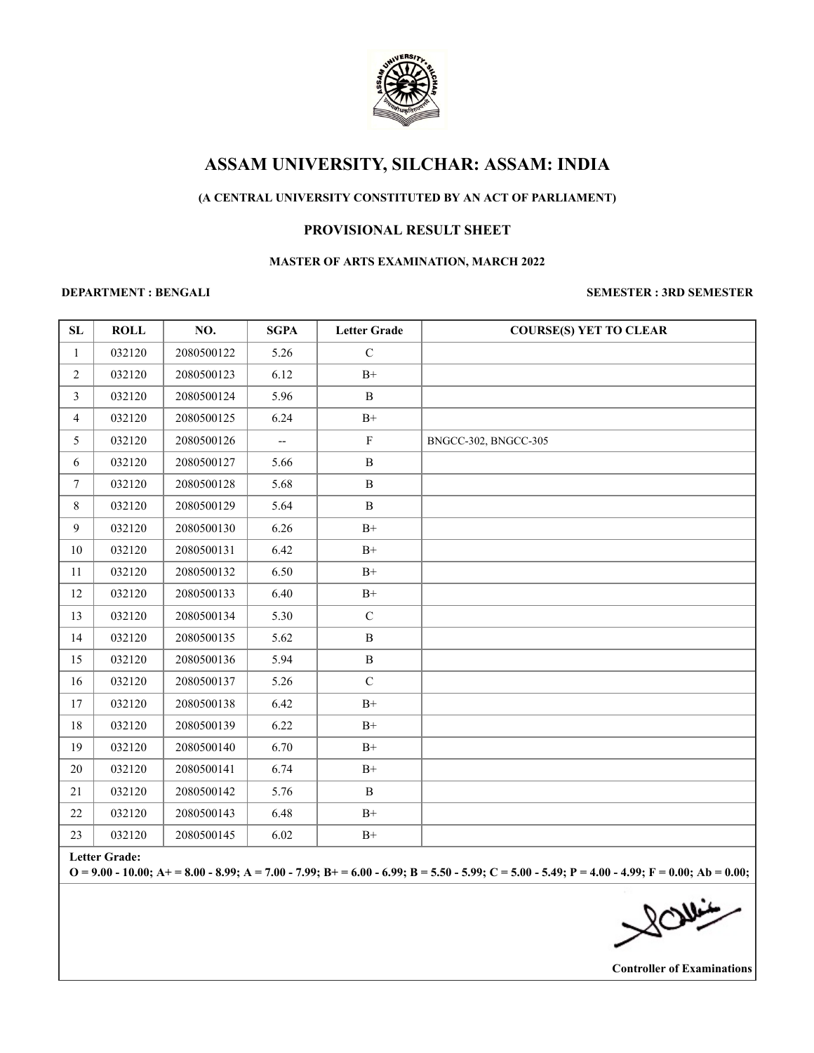# ASSAM UNIVERSITY, SILCHAR: ASSAM: INDIA

**(A CENTRAL UNIVERSITY CONSTITUTED BY AN ACT OF PARLIAMENT)**

## PROVISIONAL RESULT SHEET

### MASTER OF ARTS EXAMINATION, MARCH 2022

**DEPARTMENT : BENGALI** | **SEMESTER : 3RD SEMESTER**

| SL | ROLL | NO. | SGPA | Letter Grade | COURSE(S) YET TO CLEAR |
|---|---|---|---|---|---|
| 1 | 032120 | 2080500122 | 5.26 | C | |
| 2 | 032120 | 2080500123 | 6.12 | B+ | |
| 3 | 032120 | 2080500124 | 5.96 | B | |
| 4 | 032120 | 2080500125 | 6.24 | B+ | |
| 5 | 032120 | 2080500126 | -- | F | BNGCC-302, BNGCC-305 |
| 6 | 032120 | 2080500127 | 5.66 | B | |
| 7 | 032120 | 2080500128 | 5.68 | B | |
| 8 | 032120 | 2080500129 | 5.64 | B | |
| 9 | 032120 | 2080500130 | 6.26 | B+ | |
| 10 | 032120 | 2080500131 | 6.42 | B+ | |
| 11 | 032120 | 2080500132 | 6.50 | B+ | |
| 12 | 032120 | 2080500133 | 6.40 | B+ | |
| 13 | 032120 | 2080500134 | 5.30 | C | |
| 14 | 032120 | 2080500135 | 5.62 | B | |
| 15 | 032120 | 2080500136 | 5.94 | B | |
| 16 | 032120 | 2080500137 | 5.26 | C | |
| 17 | 032120 | 2080500138 | 6.42 | B+ | |
| 18 | 032120 | 2080500139 | 6.22 | B+ | |
| 19 | 032120 | 2080500140 | 6.70 | B+ | |
| 20 | 032120 | 2080500141 | 6.74 | B+ | |
| 21 | 032120 | 2080500142 | 5.76 | B | |
| 22 | 032120 | 2080500143 | 6.48 | B+ | |
| 23 | 032120 | 2080500145 | 6.02 | B+ | |

**Letter Grade:**
**O = 9.00 - 10.00; A+ = 8.00 - 8.99; A = 7.00 - 7.99; B+ = 6.00 - 6.99; B = 5.50 - 5.99; C = 5.00 - 5.49; P = 4.00 - 4.99; F = 0.00; Ab = 0.00;**

**Controller of Examinations**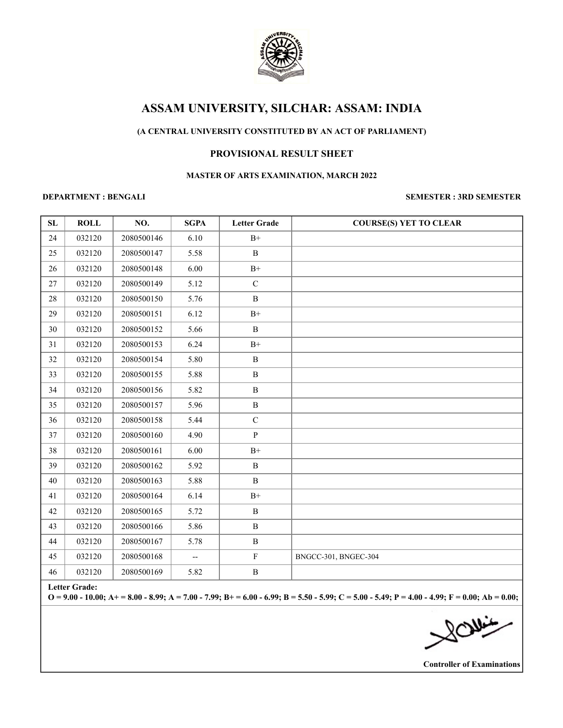# ASSAM UNIVERSITY, SILCHAR: ASSAM: INDIA

**(A CENTRAL UNIVERSITY CONSTITUTED BY AN ACT OF PARLIAMENT)**

## PROVISIONAL RESULT SHEET

**MASTER OF ARTS EXAMINATION, MARCH 2022**

**DEPARTMENT : BENGALI** | **SEMESTER : 3RD SEMESTER**

| SL | ROLL | NO. | SGPA | Letter Grade | COURSE(S) YET TO CLEAR |
|---|---|---|---|---|---|
| 24 | 032120 | 2080500146 | 6.10 | B+ | |
| 25 | 032120 | 2080500147 | 5.58 | B | |
| 26 | 032120 | 2080500148 | 6.00 | B+ | |
| 27 | 032120 | 2080500149 | 5.12 | C | |
| 28 | 032120 | 2080500150 | 5.76 | B | |
| 29 | 032120 | 2080500151 | 6.12 | B+ | |
| 30 | 032120 | 2080500152 | 5.66 | B | |
| 31 | 032120 | 2080500153 | 6.24 | B+ | |
| 32 | 032120 | 2080500154 | 5.80 | B | |
| 33 | 032120 | 2080500155 | 5.88 | B | |
| 34 | 032120 | 2080500156 | 5.82 | B | |
| 35 | 032120 | 2080500157 | 5.96 | B | |
| 36 | 032120 | 2080500158 | 5.44 | C | |
| 37 | 032120 | 2080500160 | 4.90 | P | |
| 38 | 032120 | 2080500161 | 6.00 | B+ | |
| 39 | 032120 | 2080500162 | 5.92 | B | |
| 40 | 032120 | 2080500163 | 5.88 | B | |
| 41 | 032120 | 2080500164 | 6.14 | B+ | |
| 42 | 032120 | 2080500165 | 5.72 | B | |
| 43 | 032120 | 2080500166 | 5.86 | B | |
| 44 | 032120 | 2080500167 | 5.78 | B | |
| 45 | 032120 | 2080500168 | -- | F | BNGCC-301, BNGEC-304 |
| 46 | 032120 | 2080500169 | 5.82 | B | |

**Letter Grade:**
**O = 9.00 - 10.00; A+ = 8.00 - 8.99; A = 7.00 - 7.99; B+ = 6.00 - 6.99; B = 5.50 - 5.99; C = 5.00 - 5.49; P = 4.00 - 4.99; F = 0.00; Ab = 0.00;**

**Controller of Examinations**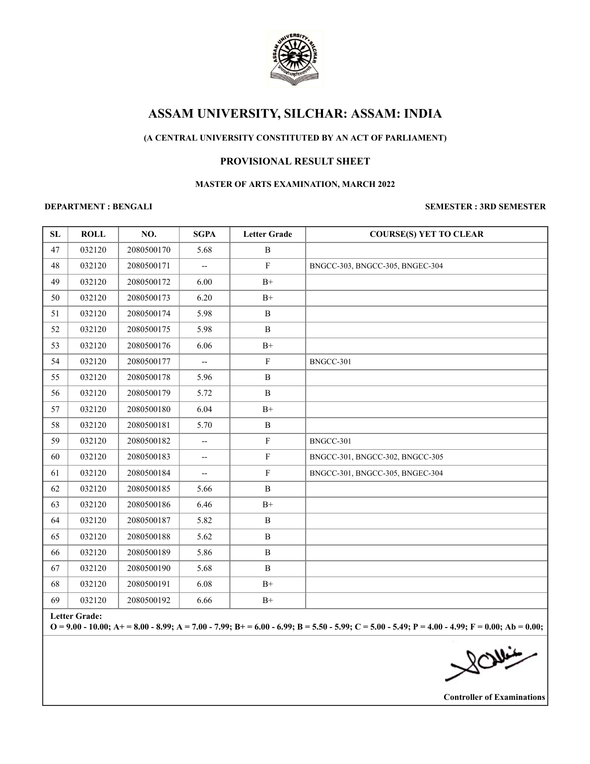# ASSAM UNIVERSITY, SILCHAR: ASSAM: INDIA

**(A CENTRAL UNIVERSITY CONSTITUTED BY AN ACT OF PARLIAMENT)**

**PROVISIONAL RESULT SHEET**

**MASTER OF ARTS EXAMINATION, MARCH 2022**

**DEPARTMENT : BENGALI** **SEMESTER : 3RD SEMESTER**

| SL | ROLL | NO. | SGPA | Letter Grade | COURSE(S) YET TO CLEAR |
|---|---|---|---|---|---|
| 47 | 032120 | 2080500170 | 5.68 | B | |
| 48 | 032120 | 2080500171 | -- | F | BNGCC-303, BNGCC-305, BNGEC-304 |
| 49 | 032120 | 2080500172 | 6.00 | B+ | |
| 50 | 032120 | 2080500173 | 6.20 | B+ | |
| 51 | 032120 | 2080500174 | 5.98 | B | |
| 52 | 032120 | 2080500175 | 5.98 | B | |
| 53 | 032120 | 2080500176 | 6.06 | B+ | |
| 54 | 032120 | 2080500177 | -- | F | BNGCC-301 |
| 55 | 032120 | 2080500178 | 5.96 | B | |
| 56 | 032120 | 2080500179 | 5.72 | B | |
| 57 | 032120 | 2080500180 | 6.04 | B+ | |
| 58 | 032120 | 2080500181 | 5.70 | B | |
| 59 | 032120 | 2080500182 | -- | F | BNGCC-301 |
| 60 | 032120 | 2080500183 | -- | F | BNGCC-301, BNGCC-302, BNGCC-305 |
| 61 | 032120 | 2080500184 | -- | F | BNGCC-301, BNGCC-305, BNGEC-304 |
| 62 | 032120 | 2080500185 | 5.66 | B | |
| 63 | 032120 | 2080500186 | 6.46 | B+ | |
| 64 | 032120 | 2080500187 | 5.82 | B | |
| 65 | 032120 | 2080500188 | 5.62 | B | |
| 66 | 032120 | 2080500189 | 5.86 | B | |
| 67 | 032120 | 2080500190 | 5.68 | B | |
| 68 | 032120 | 2080500191 | 6.08 | B+ | |
| 69 | 032120 | 2080500192 | 6.66 | B+ | |

**Letter Grade:**
**O = 9.00 - 10.00; A+ = 8.00 - 8.99; A = 7.00 - 7.99; B+ = 6.00 - 6.99; B = 5.50 - 5.99; C = 5.00 - 5.49; P = 4.00 - 4.99; F = 0.00; Ab = 0.00;**

**Controller of Examinations**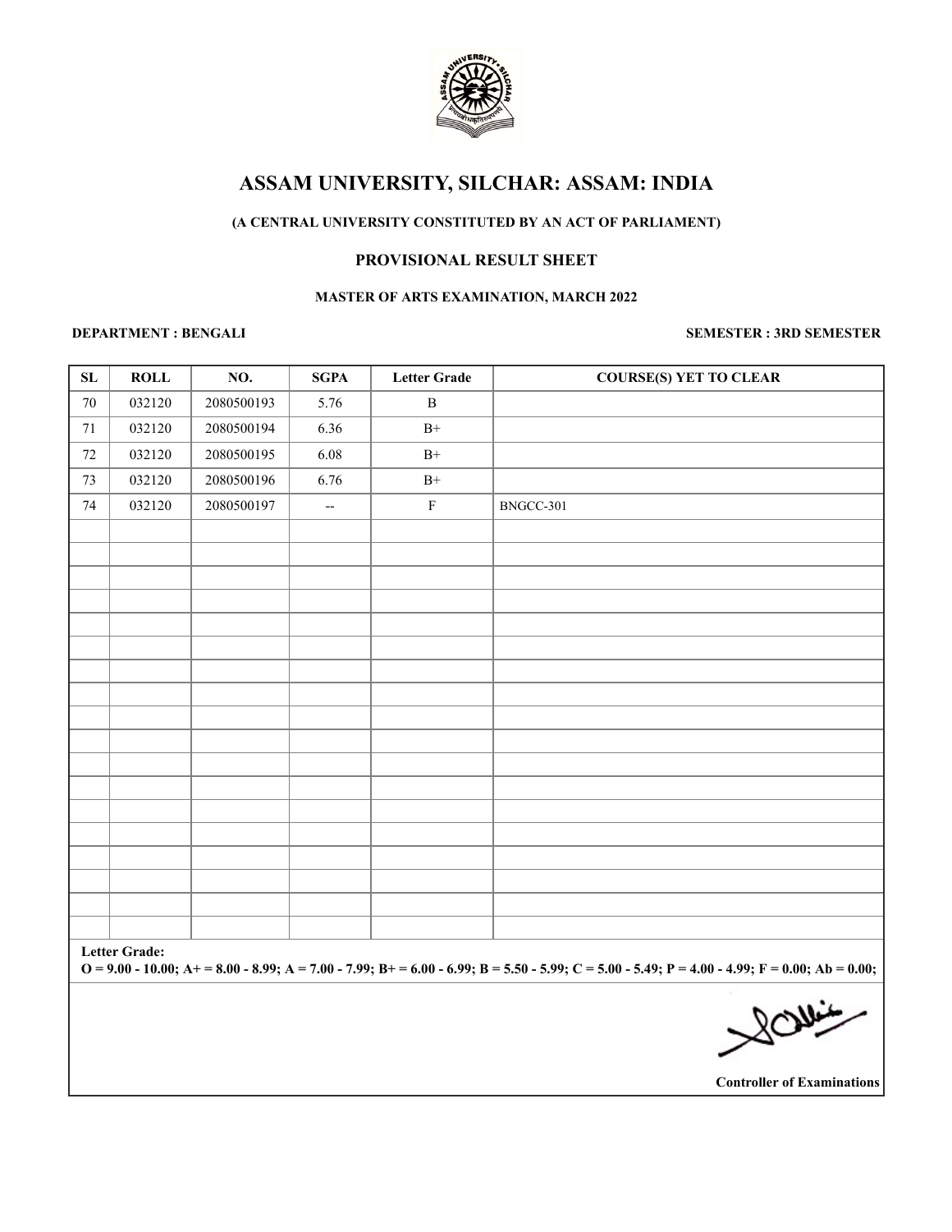# ASSAM UNIVERSITY, SILCHAR: ASSAM: INDIA

**(A CENTRAL UNIVERSITY CONSTITUTED BY AN ACT OF PARLIAMENT)**

**PROVISIONAL RESULT SHEET**

**MASTER OF ARTS EXAMINATION, MARCH 2022**

**DEPARTMENT : BENGALI** **SEMESTER : 3RD SEMESTER**

| SL | ROLL | NO. | SGPA | Letter Grade | COURSE(S) YET TO CLEAR |
|---|---|---|---|---|---|
| 70 | 032120 | 2080500193 | 5.76 | B | |
| 71 | 032120 | 2080500194 | 6.36 | B+ | |
| 72 | 032120 | 2080500195 | 6.08 | B+ | |
| 73 | 032120 | 2080500196 | 6.76 | B+ | |
| 74 | 032120 | 2080500197 | -- | F | BNGCC-301 |

**Letter Grade:**
**O = 9.00 - 10.00; A+ = 8.00 - 8.99; A = 7.00 - 7.99; B+ = 6.00 - 6.99; B = 5.50 - 5.99; C = 5.00 - 5.49; P = 4.00 - 4.99; F = 0.00; Ab = 0.00;**

**Controller of Examinations**